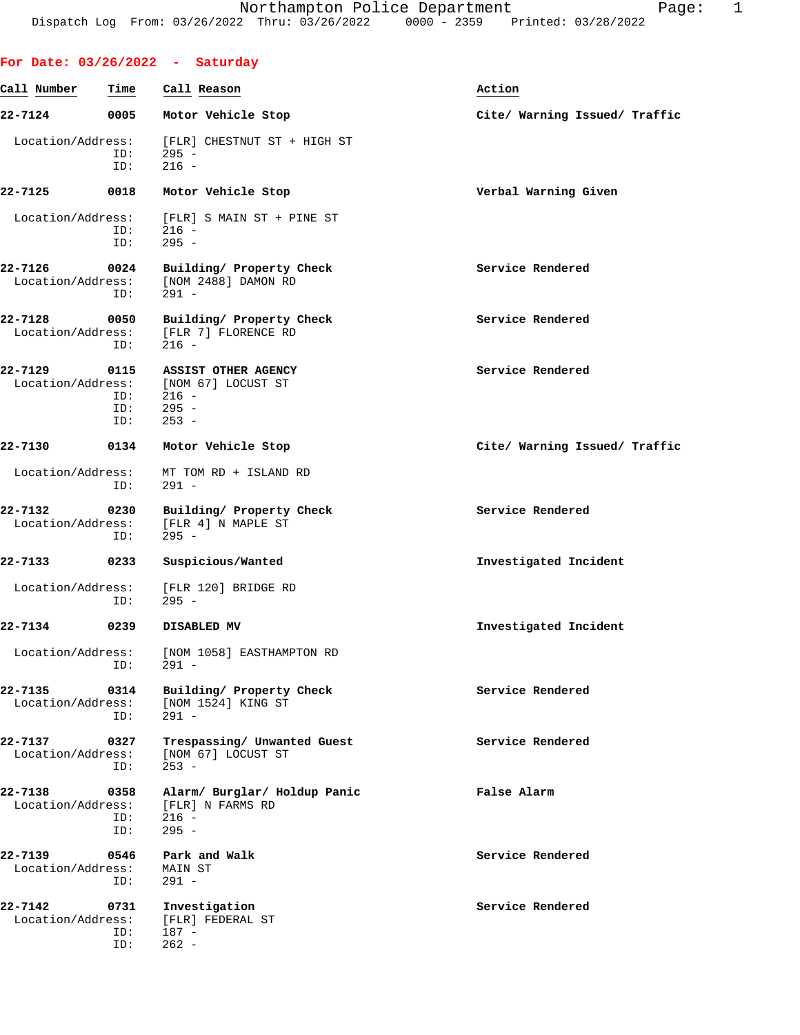Northampton Police Department
Dispatch Log From: 03/26/2022 Thru: 03/26/2022 0000 - 2359 Printed: 03/28/2022

## For Date: 03/26/2022 - Saturday

| Call Number | Time | Call Reason | Action |
|---|---|---|---|
| 22-7124 | 0005 | Motor Vehicle Stop | Cite/ Warning Issued/ Traffic |

Location/Address: [FLR] CHESTNUT ST + HIGH ST
ID: 295 -
ID: 216 -

| Call Number | Time | Call Reason | Action |
|---|---|---|---|
| 22-7125 | 0018 | Motor Vehicle Stop | Verbal Warning Given |

Location/Address: [FLR] S MAIN ST + PINE ST
ID: 216 -
ID: 295 -

| Call Number | Time | Call Reason | Action |
|---|---|---|---|
| 22-7126 | 0024 | Building/ Property Check | Service Rendered |

Location/Address: [NOM 2488] DAMON RD
ID: 291 -

| Call Number | Time | Call Reason | Action |
|---|---|---|---|
| 22-7128 | 0050 | Building/ Property Check | Service Rendered |

Location/Address: [FLR 7] FLORENCE RD
ID: 216 -

| Call Number | Time | Call Reason | Action |
|---|---|---|---|
| 22-7129 | 0115 | ASSIST OTHER AGENCY | Service Rendered |

Location/Address: [NOM 67] LOCUST ST
ID: 216 -
ID: 295 -
ID: 253 -

| Call Number | Time | Call Reason | Action |
|---|---|---|---|
| 22-7130 | 0134 | Motor Vehicle Stop | Cite/ Warning Issued/ Traffic |

Location/Address: MT TOM RD + ISLAND RD
ID: 291 -

| Call Number | Time | Call Reason | Action |
|---|---|---|---|
| 22-7132 | 0230 | Building/ Property Check | Service Rendered |

Location/Address: [FLR 4] N MAPLE ST
ID: 295 -

| Call Number | Time | Call Reason | Action |
|---|---|---|---|
| 22-7133 | 0233 | Suspicious/Wanted | Investigated Incident |

Location/Address: [FLR 120] BRIDGE RD
ID: 295 -

| Call Number | Time | Call Reason | Action |
|---|---|---|---|
| 22-7134 | 0239 | DISABLED MV | Investigated Incident |

Location/Address: [NOM 1058] EASTHAMPTON RD
ID: 291 -

| Call Number | Time | Call Reason | Action |
|---|---|---|---|
| 22-7135 | 0314 | Building/ Property Check | Service Rendered |

Location/Address: [NOM 1524] KING ST
ID: 291 -

| Call Number | Time | Call Reason | Action |
|---|---|---|---|
| 22-7137 | 0327 | Trespassing/ Unwanted Guest | Service Rendered |

Location/Address: [NOM 67] LOCUST ST
ID: 253 -

| Call Number | Time | Call Reason | Action |
|---|---|---|---|
| 22-7138 | 0358 | Alarm/ Burglar/ Holdup Panic | False Alarm |

Location/Address: [FLR] N FARMS RD
ID: 216 -
ID: 295 -

| Call Number | Time | Call Reason | Action |
|---|---|---|---|
| 22-7139 | 0546 | Park and Walk | Service Rendered |

Location/Address: MAIN ST
ID: 291 -

| Call Number | Time | Call Reason | Action |
|---|---|---|---|
| 22-7142 | 0731 | Investigation | Service Rendered |

Location/Address: [FLR] FEDERAL ST
ID: 187 -
ID: 262 -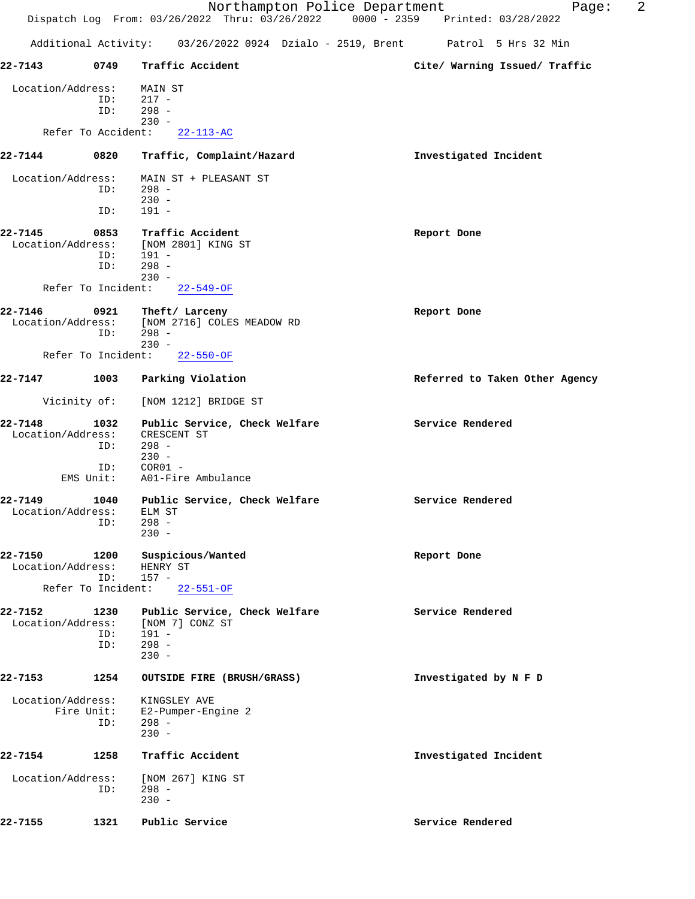Additional Activity: 03/26/2022 0924 Dzialo - 2519, Brent Patrol 5 Hrs 32 Min

**22-7143 0749 Traffic Accident** — **Cite/ Warning Issued/ Traffic**

Location/Address: MAIN ST
ID: 217 -
ID: 298 -
230 -
Refer To Accident: 22-113-AC

**22-7144 0820 Traffic, Complaint/Hazard** — **Investigated Incident**

Location/Address: MAIN ST + PLEASANT ST
ID: 298 -
230 -
ID: 191 -

**22-7145 0853 Traffic Accident** — **Report Done**

Location/Address: [NOM 2801] KING ST
ID: 191 -
ID: 298 -
230 -
Refer To Incident: 22-549-OF

**22-7146 0921 Theft/ Larceny** — **Report Done**

Location/Address: [NOM 2716] COLES MEADOW RD
ID: 298 -
230 -
Refer To Incident: 22-550-OF

**22-7147 1003 Parking Violation** — **Referred to Taken Other Agency**

Vicinity of: [NOM 1212] BRIDGE ST

**22-7148 1032 Public Service, Check Welfare** — **Service Rendered**

Location/Address: CRESCENT ST
ID: 298 -
230 -
ID: COR01 -
EMS Unit: A01-Fire Ambulance

**22-7149 1040 Public Service, Check Welfare** — **Service Rendered**

Location/Address: ELM ST
ID: 298 -
230 -

**22-7150 1200 Suspicious/Wanted** — **Report Done**

Location/Address: HENRY ST
ID: 157 -
Refer To Incident: 22-551-OF

**22-7152 1230 Public Service, Check Welfare** — **Service Rendered**

Location/Address: [NOM 7] CONZ ST
ID: 191 -
ID: 298 -
230 -

**22-7153 1254 OUTSIDE FIRE (BRUSH/GRASS)** — **Investigated by N F D**

Location/Address: KINGSLEY AVE
Fire Unit: E2-Pumper-Engine 2
ID: 298 -
230 -

**22-7154 1258 Traffic Accident** — **Investigated Incident**

Location/Address: [NOM 267] KING ST
ID: 298 -
230 -

**22-7155 1321 Public Service** — **Service Rendered**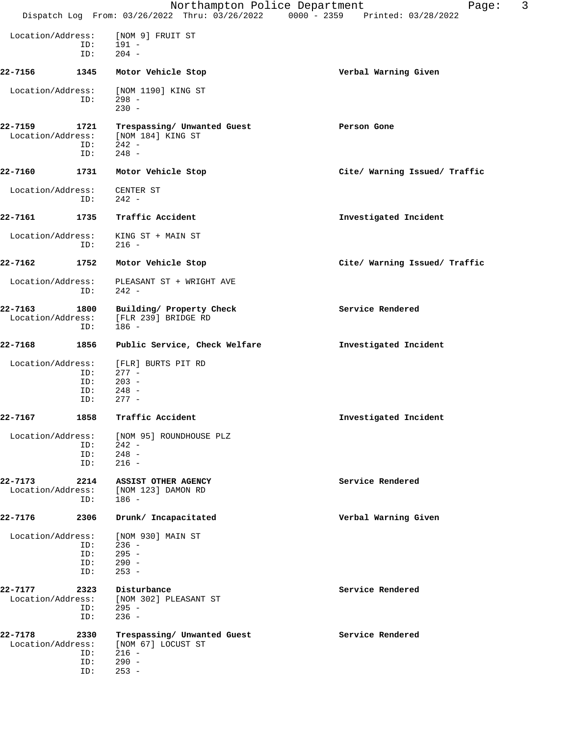Location/Address: [NOM 9] FRUIT ST
ID: 191 -
ID: 204 -

**22-7156 1345 Motor Vehicle Stop** — **Verbal Warning Given**

Location/Address: [NOM 1190] KING ST
ID: 298 -
230 -

**22-7159 1721 Trespassing/ Unwanted Guest** — **Person Gone**
Location/Address: [NOM 184] KING ST
ID: 242 -
ID: 248 -

**22-7160 1731 Motor Vehicle Stop** — **Cite/ Warning Issued/ Traffic**

Location/Address: CENTER ST
ID: 242 -

**22-7161 1735 Traffic Accident** — **Investigated Incident**

Location/Address: KING ST + MAIN ST
ID: 216 -

**22-7162 1752 Motor Vehicle Stop** — **Cite/ Warning Issued/ Traffic**

Location/Address: PLEASANT ST + WRIGHT AVE
ID: 242 -

**22-7163 1800 Building/ Property Check** — **Service Rendered**
Location/Address: [FLR 239] BRIDGE RD
ID: 186 -

**22-7168 1856 Public Service, Check Welfare** — **Investigated Incident**

Location/Address: [FLR] BURTS PIT RD
ID: 277 -
ID: 203 -
ID: 248 -
ID: 277 -

**22-7167 1858 Traffic Accident** — **Investigated Incident**

Location/Address: [NOM 95] ROUNDHOUSE PLZ
ID: 242 -
ID: 248 -
ID: 216 -

**22-7173 2214 ASSIST OTHER AGENCY** — **Service Rendered**
Location/Address: [NOM 123] DAMON RD
ID: 186 -

**22-7176 2306 Drunk/ Incapacitated** — **Verbal Warning Given**

Location/Address: [NOM 930] MAIN ST
ID: 236 -
ID: 295 -
ID: 290 -
ID: 253 -

**22-7177 2323 Disturbance** — **Service Rendered**
Location/Address: [NOM 302] PLEASANT ST
ID: 295 -
ID: 236 -

**22-7178 2330 Trespassing/ Unwanted Guest** — **Service Rendered**
Location/Address: [NOM 67] LOCUST ST
ID: 216 -
ID: 290 -
ID: 253 -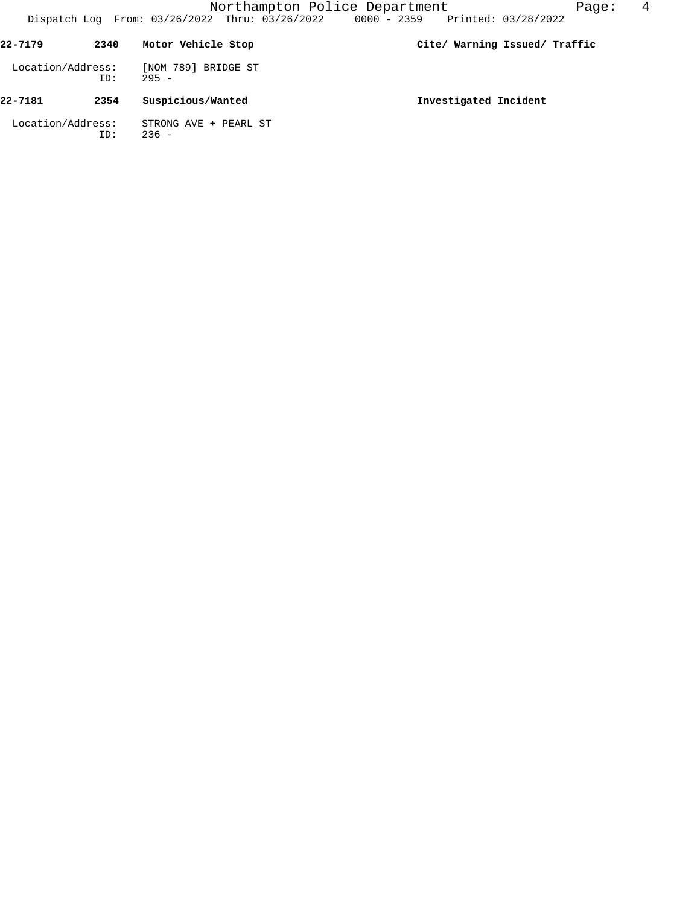**22-7179 2340 Motor Vehicle Stop** **Cite/ Warning Issued/ Traffic**

Location/Address: [NOM 789] BRIDGE ST
ID: 295 -

**22-7181 2354 Suspicious/Wanted** **Investigated Incident**

Location/Address: STRONG AVE + PEARL ST
ID: 236 -